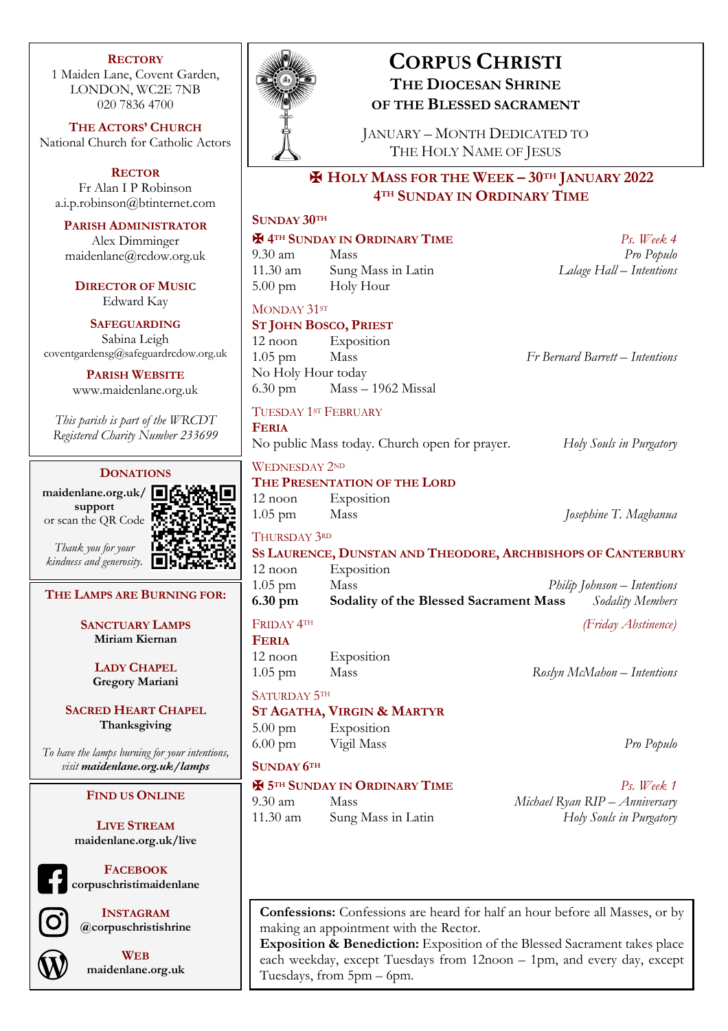# Corpus Christi

## The Diocesan Shrine of the Blessed Sacrament

January – Month Dedicated to The Holy Name of Jesus

## ✠ Holy Mass for the Week – 30th January 2022
### 4th Sunday in Ordinary Time

**Sunday 30th**

**✠ 4th Sunday in Ordinary Time** — *Ps. Week 4*

| | | |
|---|---|---|
| 9.30 am | Mass | *Pro Populo* |
| 11.30 am | Sung Mass in Latin | *Lalage Hall – Intentions* |
| 5.00 pm | Holy Hour | |

Monday 31st

**St John Bosco, Priest**

| | | |
|---|---|---|
| 12 noon | Exposition | |
| 1.05 pm | Mass | *Fr Bernard Barrett – Intentions* |

No Holy Hour today

| | | |
|---|---|---|
| 6.30 pm | Mass – 1962 Missal | |

Tuesday 1st February

**Feria**

No public Mass today. Church open for prayer. — *Holy Souls in Purgatory*

Wednesday 2nd

**The Presentation of the Lord**

| | | |
|---|---|---|
| 12 noon | Exposition | |
| 1.05 pm | Mass | *Josephine T. Magbanua* |

Thursday 3rd

**Ss Laurence, Dunstan and Theodore, Archbishops of Canterbury**

| | | |
|---|---|---|
| 12 noon | Exposition | |
| 1.05 pm | Mass | *Philip Johnson – Intentions* |
| **6.30 pm** | **Sodality of the Blessed Sacrament Mass** | *Sodality Members* |

Friday 4th — *(Friday Abstinence)*

**Feria**

| | | |
|---|---|---|
| 12 noon | Exposition | |
| 1.05 pm | Mass | *Roslyn McMahon – Intentions* |

Saturday 5th

**St Agatha, Virgin & Martyr**

| | | |
|---|---|---|
| 5.00 pm | Exposition | |
| 6.00 pm | Vigil Mass | *Pro Populo* |

**Sunday 6th**

**✠ 5th Sunday in Ordinary Time** — *Ps. Week 1*

| | | |
|---|---|---|
| 9.30 am | Mass | *Michael Ryan RIP – Anniversary* |
| 11.30 am | Sung Mass in Latin | *Holy Souls in Purgatory* |

**Confessions:** Confessions are heard for half an hour before all Masses, or by making an appointment with the Rector.
**Exposition & Benediction:** Exposition of the Blessed Sacrament takes place each weekday, except Tuesdays from 12noon – 1pm, and every day, except Tuesdays, from 5pm – 6pm.

---

**Rectory**
1 Maiden Lane, Covent Garden,
LONDON, WC2E 7NB
020 7836 4700

**The Actors' Church**
National Church for Catholic Actors

**Rector**
Fr Alan I P Robinson
a.i.p.robinson@btinternet.com

**Parish Administrator**
Alex Dimminger
maidenlane@rcdow.org.uk

**Director of Music**
Edward Kay

**Safeguarding**
Sabina Leigh
coventgardensg@safeguardrcdow.org.uk

**Parish Website**
www.maidenlane.org.uk

*This parish is part of the WRCDT Registered Charity Number 233699*

**Donations**

**maidenlane.org.uk/support** or scan the QR Code

*Thank you for your kindness and generosity.*

**The Lamps are Burning for:**

**Sanctuary Lamps**
**Miriam Kiernan**

**Lady Chapel**
**Gregory Mariani**

**Sacred Heart Chapel**
**Thanksgiving**

*To have the lamps burning for your intentions, visit* ***maidenlane.org.uk/lamps***

**Find us Online**

**Live Stream**
**maidenlane.org.uk/live**

**Facebook**
**corpuschristimaidenlane**

**Instagram**
**@corpuschristishrine**

**Web**
**maidenlane.org.uk**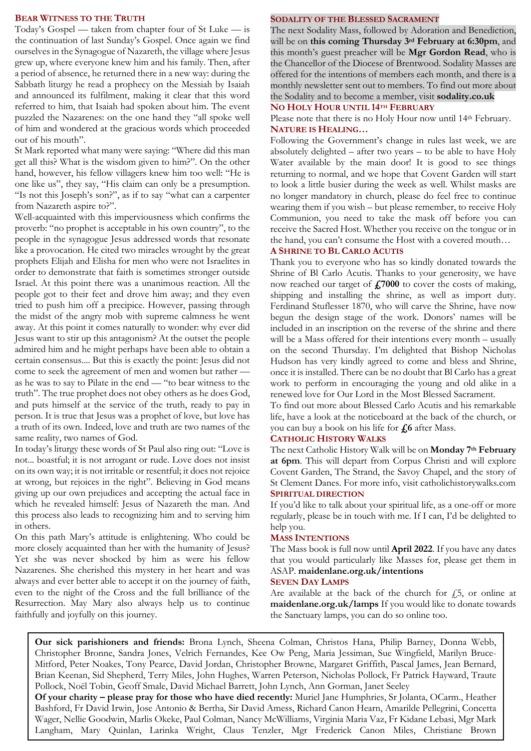## Bear Witness to the Truth

Today's Gospel — taken from chapter four of St Luke — is the continuation of last Sunday's Gospel. Once again we find ourselves in the Synagogue of Nazareth, the village where Jesus grew up, where everyone knew him and his family. Then, after a period of absence, he returned there in a new way: during the Sabbath liturgy he read a prophecy on the Messiah by Isaiah and announced its fulfilment, making it clear that this word referred to him, that Isaiah had spoken about him. The event puzzled the Nazarenes: on the one hand they "all spoke well of him and wondered at the gracious words which proceeded out of his mouth".

St Mark reported what many were saying: "Where did this man get all this? What is the wisdom given to him?". On the other hand, however, his fellow villagers knew him too well: "He is one like us", they say, "His claim can only be a presumption. "Is not this Joseph's son?", as if to say "what can a carpenter from Nazareth aspire to?".

Well-acquainted with this imperviousness which confirms the proverb: "no prophet is acceptable in his own country", to the people in the synagogue Jesus addressed words that resonate like a provocation. He cited two miracles wrought by the great prophets Elijah and Elisha for men who were not Israelites in order to demonstrate that faith is sometimes stronger outside Israel. At this point there was a unanimous reaction. All the people got to their feet and drove him away; and they even tried to push him off a precipice. However, passing through the midst of the angry mob with supreme calmness he went away. At this point it comes naturally to wonder: why ever did Jesus want to stir up this antagonism? At the outset the people admired him and he might perhaps have been able to obtain a certain consensus.... But this is exactly the point: Jesus did not come to seek the agreement of men and women but rather — as he was to say to Pilate in the end — "to bear witness to the truth". The true prophet does not obey others as he does God, and puts himself at the service of the truth, ready to pay in person. It is true that Jesus was a prophet of love, but love has a truth of its own. Indeed, love and truth are two names of the same reality, two names of God.

In today's liturgy these words of St Paul also ring out: "Love is not... boastful; it is not arrogant or rude. Love does not insist on its own way; it is not irritable or resentful; it does not rejoice at wrong, but rejoices in the right". Believing in God means giving up our own prejudices and accepting the actual face in which he revealed himself: Jesus of Nazareth the man. And this process also leads to recognizing him and to serving him in others.

On this path Mary's attitude is enlightening. Who could be more closely acquainted than her with the humanity of Jesus? Yet she was never shocked by him as were his fellow Nazarenes. She cherished this mystery in her heart and was always and ever better able to accept it on the journey of faith, even to the night of the Cross and the full brilliance of the Resurrection. May Mary also always help us to continue faithfully and joyfully on this journey.

## Sodality of the Blessed Sacrament

The next Sodality Mass, followed by Adoration and Benediction, will be on **this coming Thursday 3rd February at 6:30pm**, and this month's guest preacher will be **Mgr Gordon Read**, who is the Chancellor of the Diocese of Brentwood. Sodality Masses are offered for the intentions of members each month, and there is a monthly newsletter sent out to members. To find out more about the Sodality and to become a member, visit **sodality.co.uk**

## No Holy Hour until 14th February

Please note that there is no Holy Hour now until 14th February.

## Nature is Healing…

Following the Government's change in rules last week, we are absolutely delighted – after two years – to be able to have Holy Water available by the main door! It is good to see things returning to normal, and we hope that Covent Garden will start to look a little busier during the week as well. Whilst masks are no longer mandatory in church, please do feel free to continue wearing them if you wish – but please remember, to receive Holy Communion, you need to take the mask off before you can receive the Sacred Host. Whether you receive on the tongue or in the hand, you can't consume the Host with a covered mouth…

## A Shrine to Bl Carlo Acutis

Thank you to everyone who has so kindly donated towards the Shrine of Bl Carlo Acutis. Thanks to your generosity, we have now reached our target of **£7000** to cover the costs of making, shipping and installing the shrine, as well as import duty. Ferdinand Stuflesser 1870, who will carve the Shrine, have now begun the design stage of the work. Donors' names will be included in an inscription on the reverse of the shrine and there will be a Mass offered for their intentions every month – usually on the second Thursday. I'm delighted that Bishop Nicholas Hudson has very kindly agreed to come and bless and Shrine, once it is installed. There can be no doubt that Bl Carlo has a great work to perform in encouraging the young and old alike in a renewed love for Our Lord in the Most Blessed Sacrament.

To find out more about Blessed Carlo Acutis and his remarkable life, have a look at the noticeboard at the back of the church, or you can buy a book on his life for **£6** after Mass.

## Catholic History Walks

The next Catholic History Walk will be on **Monday 7th February at 6pm**. This will depart from Corpus Christi and will explore Covent Garden, The Strand, the Savoy Chapel, and the story of St Clement Danes. For more info, visit catholichistorywalks.com

## Spiritual direction

If you'd like to talk about your spiritual life, as a one-off or more regularly, please be in touch with me. If I can, I'd be delighted to help you.

## Mass Intentions

The Mass book is full now until **April 2022**. If you have any dates that you would particularly like Masses for, please get them in ASAP. **maidenlane.org.uk/intentions**

## Seven Day Lamps

Are available at the back of the church for £5, or online at **maidenlane.org.uk/lamps** If you would like to donate towards the Sanctuary lamps, you can do so online too.

**Our sick parishioners and friends:** Brona Lynch, Sheena Colman, Christos Hana, Philip Barney, Donna Webb, Christopher Bronne, Sandra Jones, Velrich Fernandes, Kee Ow Peng, Maria Jessiman, Sue Wingfield, Marilyn Bruce-Mitford, Peter Noakes, Tony Pearce, David Jordan, Christopher Browne, Margaret Griffith, Pascal James, Jean Bernard, Brian Keenan, Sid Shepherd, Terry Miles, John Hughes, Warren Peterson, Nicholas Pollock, Fr Patrick Hayward, Traute Pollock, Noël Tobin, Geoff Smale, David Michael Barrett, John Lynch, Ann Gorman, Janet Seeley

**Of your charity – please pray for those who have died recently:** Muriel Jane Humphries, Sr Jolanta, OCarm., Heather Bashford, Fr David Irwin, Jose Antonio & Bertha, Sir David Amess, Richard Canon Hearn, Amarilde Pellegrini, Concetta Wager, Nellie Goodwin, Marlis Okeke, Paul Colman, Nancy McWilliams, Virginia Maria Vaz, Fr Kidane Lebasi, Mgr Mark Langham, Mary Quinlan, Larinka Wright, Claus Tenzler, Mgr Frederick Canon Miles, Christiane Brown